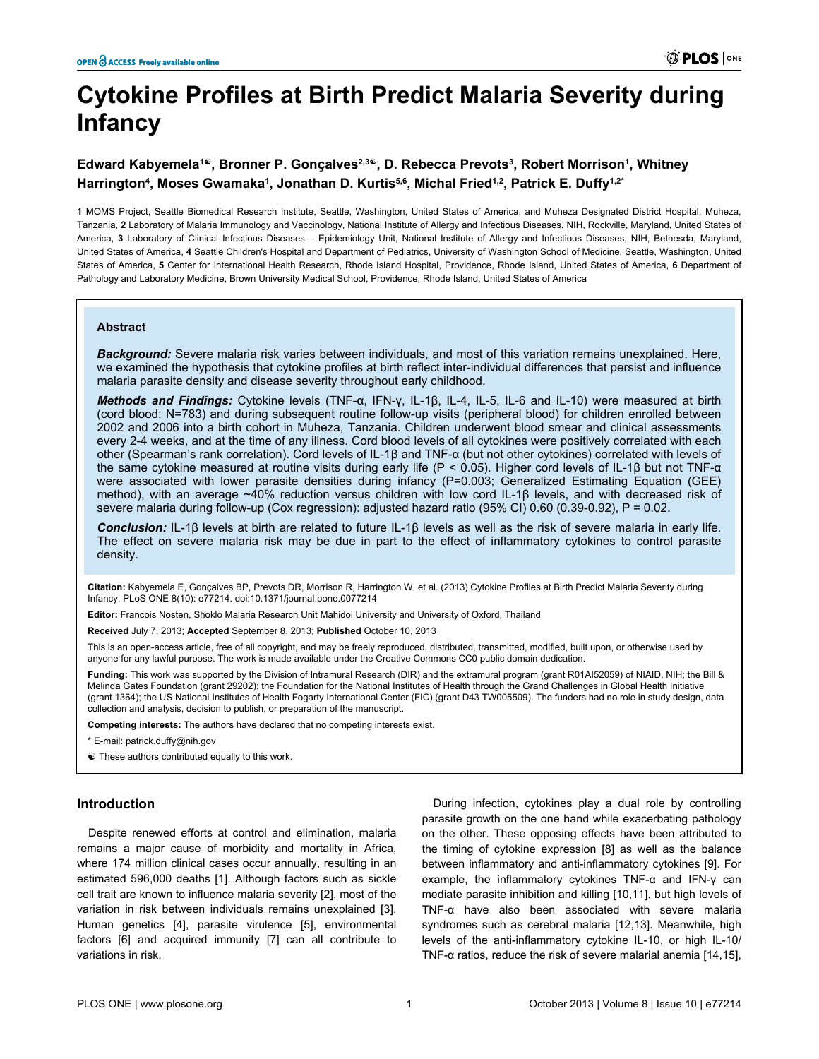# Cytokine Profiles at Birth Predict Malaria Severity during Infancy

**Edward Kabyemela[1☯], Bronner P. Gonçalves[2,3☯], D. Rebecca Prevots[3], Robert Morrison[1], Whitney Harrington[4], Moses Gwamaka[1], Jonathan D. Kurtis[5,6], Michal Fried[1,2], Patrick E. Duffy[1,2*]**

**1** MOMS Project, Seattle Biomedical Research Institute, Seattle, Washington, United States of America, and Muheza Designated District Hospital, Muheza, Tanzania, **2** Laboratory of Malaria Immunology and Vaccinology, National Institute of Allergy and Infectious Diseases, NIH, Rockville, Maryland, United States of America, **3** Laboratory of Clinical Infectious Diseases – Epidemiology Unit, National Institute of Allergy and Infectious Diseases, NIH, Bethesda, Maryland, United States of America, **4** Seattle Children's Hospital and Department of Pediatrics, University of Washington School of Medicine, Seattle, Washington, United States of America, **5** Center for International Health Research, Rhode Island Hospital, Providence, Rhode Island, United States of America, **6** Department of Pathology and Laboratory Medicine, Brown University Medical School, Providence, Rhode Island, United States of America

## Abstract

***Background:*** Severe malaria risk varies between individuals, and most of this variation remains unexplained. Here, we examined the hypothesis that cytokine profiles at birth reflect inter-individual differences that persist and influence malaria parasite density and disease severity throughout early childhood.

***Methods and Findings:*** Cytokine levels (TNF-α, IFN-γ, IL-1β, IL-4, IL-5, IL-6 and IL-10) were measured at birth (cord blood; N=783) and during subsequent routine follow-up visits (peripheral blood) for children enrolled between 2002 and 2006 into a birth cohort in Muheza, Tanzania. Children underwent blood smear and clinical assessments every 2-4 weeks, and at the time of any illness. Cord blood levels of all cytokines were positively correlated with each other (Spearman's rank correlation). Cord levels of IL-1β and TNF-α (but not other cytokines) correlated with levels of the same cytokine measured at routine visits during early life ($P < 0.05$). Higher cord levels of IL-1β but not TNF-α were associated with lower parasite densities during infancy ($P=0.003$; Generalized Estimating Equation (GEE) method), with an average ~40% reduction versus children with low cord IL-1β levels, and with decreased risk of severe malaria during follow-up (Cox regression): adjusted hazard ratio (95% CI) 0.60 (0.39-0.92), $P = 0.02$.

***Conclusion:*** IL-1β levels at birth are related to future IL-1β levels as well as the risk of severe malaria in early life. The effect on severe malaria risk may be due in part to the effect of inflammatory cytokines to control parasite density.

**Citation:** Kabyemela E, Gonçalves BP, Prevots DR, Morrison R, Harrington W, et al. (2013) Cytokine Profiles at Birth Predict Malaria Severity during Infancy. PLoS ONE 8(10): e77214. doi:10.1371/journal.pone.0077214

**Editor:** Francois Nosten, Shoklo Malaria Research Unit Mahidol University and University of Oxford, Thailand

**Received** July 7, 2013; **Accepted** September 8, 2013; **Published** October 10, 2013

This is an open-access article, free of all copyright, and may be freely reproduced, distributed, transmitted, modified, built upon, or otherwise used by anyone for any lawful purpose. The work is made available under the Creative Commons CC0 public domain dedication.

**Funding:** This work was supported by the Division of Intramural Research (DIR) and the extramural program (grant R01AI52059) of NIAID, NIH; the Bill & Melinda Gates Foundation (grant 29202); the Foundation for the National Institutes of Health through the Grand Challenges in Global Health Initiative (grant 1364); the US National Institutes of Health Fogarty International Center (FIC) (grant D43 TW005509). The funders had no role in study design, data collection and analysis, decision to publish, or preparation of the manuscript.

**Competing interests:** The authors have declared that no competing interests exist.

\* E-mail: patrick.duffy@nih.gov

☯ These authors contributed equally to this work.

## Introduction

Despite renewed efforts at control and elimination, malaria remains a major cause of morbidity and mortality in Africa, where 174 million clinical cases occur annually, resulting in an estimated 596,000 deaths [1]. Although factors such as sickle cell trait are known to influence malaria severity [2], most of the variation in risk between individuals remains unexplained [3]. Human genetics [4], parasite virulence [5], environmental factors [6] and acquired immunity [7] can all contribute to variations in risk.

During infection, cytokines play a dual role by controlling parasite growth on the one hand while exacerbating pathology on the other. These opposing effects have been attributed to the timing of cytokine expression [8] as well as the balance between inflammatory and anti-inflammatory cytokines [9]. For example, the inflammatory cytokines TNF-α and IFN-γ can mediate parasite inhibition and killing [10,11], but high levels of TNF-α have also been associated with severe malaria syndromes such as cerebral malaria [12,13]. Meanwhile, high levels of the anti-inflammatory cytokine IL-10, or high IL-10/TNF-α ratios, reduce the risk of severe malarial anemia [14,15],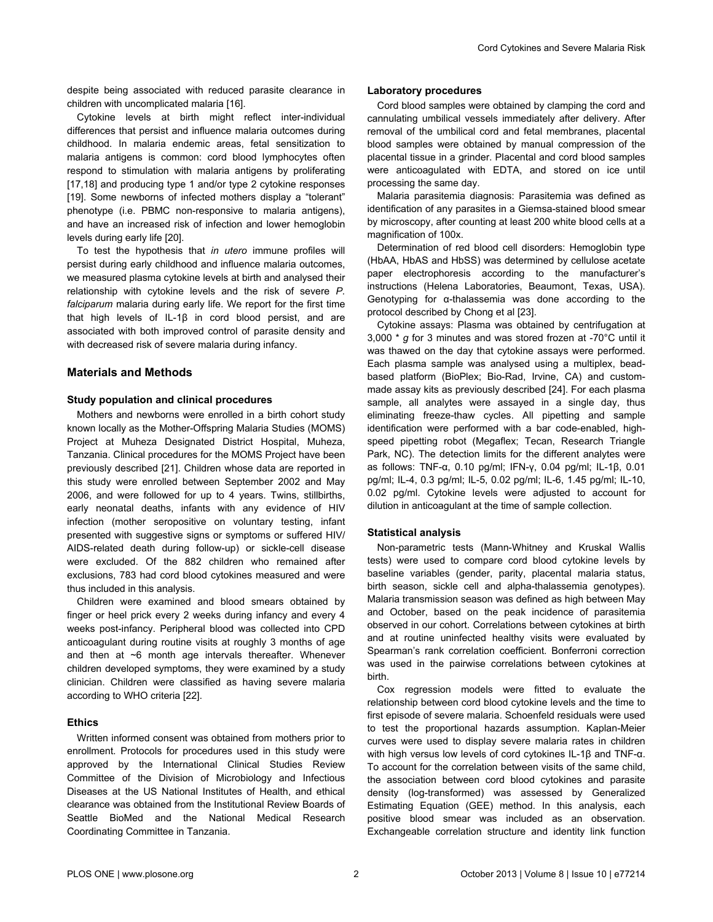despite being associated with reduced parasite clearance in children with uncomplicated malaria [16].

Cytokine levels at birth might reflect inter-individual differences that persist and influence malaria outcomes during childhood. In malaria endemic areas, fetal sensitization to malaria antigens is common: cord blood lymphocytes often respond to stimulation with malaria antigens by proliferating [17,18] and producing type 1 and/or type 2 cytokine responses [19]. Some newborns of infected mothers display a "tolerant" phenotype (i.e. PBMC non-responsive to malaria antigens), and have an increased risk of infection and lower hemoglobin levels during early life [20].

To test the hypothesis that *in utero* immune profiles will persist during early childhood and influence malaria outcomes, we measured plasma cytokine levels at birth and analysed their relationship with cytokine levels and the risk of severe *P. falciparum* malaria during early life. We report for the first time that high levels of IL-1β in cord blood persist, and are associated with both improved control of parasite density and with decreased risk of severe malaria during infancy.

## Materials and Methods

### Study population and clinical procedures

Mothers and newborns were enrolled in a birth cohort study known locally as the Mother-Offspring Malaria Studies (MOMS) Project at Muheza Designated District Hospital, Muheza, Tanzania. Clinical procedures for the MOMS Project have been previously described [21]. Children whose data are reported in this study were enrolled between September 2002 and May 2006, and were followed for up to 4 years. Twins, stillbirths, early neonatal deaths, infants with any evidence of HIV infection (mother seropositive on voluntary testing, infant presented with suggestive signs or symptoms or suffered HIV/AIDS-related death during follow-up) or sickle-cell disease were excluded. Of the 882 children who remained after exclusions, 783 had cord blood cytokines measured and were thus included in this analysis.

Children were examined and blood smears obtained by finger or heel prick every 2 weeks during infancy and every 4 weeks post-infancy. Peripheral blood was collected into CPD anticoagulant during routine visits at roughly 3 months of age and then at ~6 month age intervals thereafter. Whenever children developed symptoms, they were examined by a study clinician. Children were classified as having severe malaria according to WHO criteria [22].

### Ethics

Written informed consent was obtained from mothers prior to enrollment. Protocols for procedures used in this study were approved by the International Clinical Studies Review Committee of the Division of Microbiology and Infectious Diseases at the US National Institutes of Health, and ethical clearance was obtained from the Institutional Review Boards of Seattle BioMed and the National Medical Research Coordinating Committee in Tanzania.

### Laboratory procedures

Cord blood samples were obtained by clamping the cord and cannulating umbilical vessels immediately after delivery. After removal of the umbilical cord and fetal membranes, placental blood samples were obtained by manual compression of the placental tissue in a grinder. Placental and cord blood samples were anticoagulated with EDTA, and stored on ice until processing the same day.

Malaria parasitemia diagnosis: Parasitemia was defined as identification of any parasites in a Giemsa-stained blood smear by microscopy, after counting at least 200 white blood cells at a magnification of 100x.

Determination of red blood cell disorders: Hemoglobin type (HbAA, HbAS and HbSS) was determined by cellulose acetate paper electrophoresis according to the manufacturer's instructions (Helena Laboratories, Beaumont, Texas, USA). Genotyping for α-thalassemia was done according to the protocol described by Chong et al [23].

Cytokine assays: Plasma was obtained by centrifugation at 3,000 * *g* for 3 minutes and was stored frozen at -70°C until it was thawed on the day that cytokine assays were performed. Each plasma sample was analysed using a multiplex, bead-based platform (BioPlex; Bio-Rad, Irvine, CA) and custom-made assay kits as previously described [24]. For each plasma sample, all analytes were assayed in a single day, thus eliminating freeze-thaw cycles. All pipetting and sample identification were performed with a bar code-enabled, high-speed pipetting robot (Megaflex; Tecan, Research Triangle Park, NC). The detection limits for the different analytes were as follows: TNF-α, 0.10 pg/ml; IFN-γ, 0.04 pg/ml; IL-1β, 0.01 pg/ml; IL-4, 0.3 pg/ml; IL-5, 0.02 pg/ml; IL-6, 1.45 pg/ml; IL-10, 0.02 pg/ml. Cytokine levels were adjusted to account for dilution in anticoagulant at the time of sample collection.

### Statistical analysis

Non-parametric tests (Mann-Whitney and Kruskal Wallis tests) were used to compare cord blood cytokine levels by baseline variables (gender, parity, placental malaria status, birth season, sickle cell and alpha-thalassemia genotypes). Malaria transmission season was defined as high between May and October, based on the peak incidence of parasitemia observed in our cohort. Correlations between cytokines at birth and at routine uninfected healthy visits were evaluated by Spearman's rank correlation coefficient. Bonferroni correction was used in the pairwise correlations between cytokines at birth.

Cox regression models were fitted to evaluate the relationship between cord blood cytokine levels and the time to first episode of severe malaria. Schoenfeld residuals were used to test the proportional hazards assumption. Kaplan-Meier curves were used to display severe malaria rates in children with high versus low levels of cord cytokines IL-1β and TNF-α. To account for the correlation between visits of the same child, the association between cord blood cytokines and parasite density (log-transformed) was assessed by Generalized Estimating Equation (GEE) method. In this analysis, each positive blood smear was included as an observation. Exchangeable correlation structure and identity link function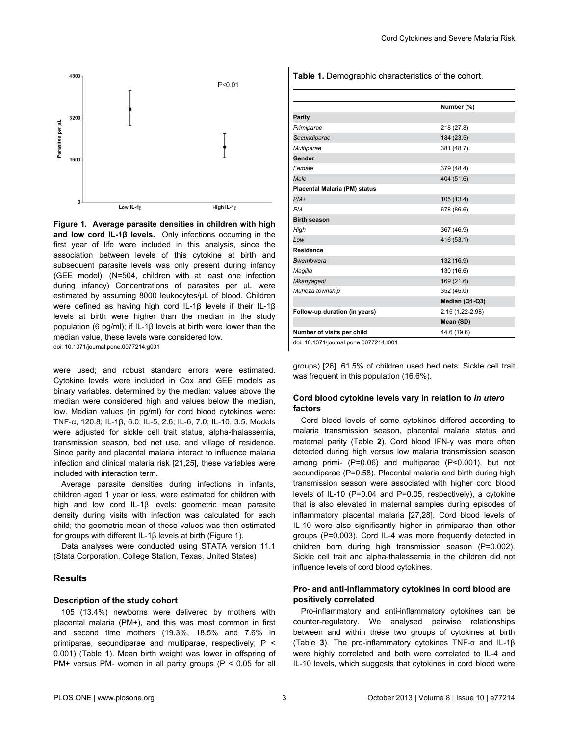**Figure 1. Average parasite densities in children with high and low cord IL-1β levels.** Only infections occurring in the first year of life were included in this analysis, since the association between levels of this cytokine at birth and subsequent parasite levels was only present during infancy (GEE model). (N=504, children with at least one infection during infancy) Concentrations of parasites per μL were estimated by assuming 8000 leukocytes/μL of blood. Children were defined as having high cord IL-1β levels if their IL-1β levels at birth were higher than the median in the study population (6 pg/ml); if IL-1β levels at birth were lower than the median value, these levels were considered low.

doi: 10.1371/journal.pone.0077214.g001

were used; and robust standard errors were estimated. Cytokine levels were included in Cox and GEE models as binary variables, determined by the median: values above the median were considered high and values below the median, low. Median values (in pg/ml) for cord blood cytokines were: TNF-α, 120.8; IL-1β, 6.0; IL-5, 2.6; IL-6, 7.0; IL-10, 3.5. Models were adjusted for sickle cell trait status, alpha-thalassemia, transmission season, bed net use, and village of residence. Since parity and placental malaria interact to influence malaria infection and clinical malaria risk [21,25], these variables were included with interaction term.

Average parasite densities during infections in infants, children aged 1 year or less, were estimated for children with high and low cord IL-1β levels: geometric mean parasite density during visits with infection was calculated for each child; the geometric mean of these values was then estimated for groups with different IL-1β levels at birth (Figure 1).

Data analyses were conducted using STATA version 11.1 (Stata Corporation, College Station, Texas, United States)

## Results

### Description of the study cohort

105 (13.4%) newborns were delivered by mothers with placental malaria (PM+), and this was most common in first and second time mothers (19.3%, 18.5% and 7.6% in primiparae, secundiparae and multiparae, respectively; $P < 0.001$) (Table 1). Mean birth weight was lower in offspring of PM+ versus PM- women in all parity groups ($P < 0.05$ for all groups) [26]. 61.5% of children used bed nets. Sickle cell trait was frequent in this population (16.6%).

**Table 1.** Demographic characteristics of the cohort.

| | Number (%) |
|---|---|
| **Parity** | |
| *Primiparae* | 218 (27.8) |
| *Secundiparae* | 184 (23.5) |
| *Multiparae* | 381 (48.7) |
| **Gender** | |
| *Female* | 379 (48.4) |
| *Male* | 404 (51.6) |
| **Placental Malaria (PM) status** | |
| *PM+* | 105 (13.4) |
| *PM-* | 678 (86.6) |
| **Birth season** | |
| *High* | 367 (46.9) |
| *Low* | 416 (53.1) |
| **Residence** | |
| *Bwembwera* | 132 (16.9) |
| *Magilla* | 130 (16.6) |
| *Mkanyageni* | 169 (21.6) |
| *Muheza township* | 352 (45.0) |
| | **Median (Q1-Q3)** |
| **Follow-up duration (in years)** | 2.15 (1.22-2.98) |
| | **Mean (SD)** |
| **Number of visits per child** | 44.6 (19.6) |

doi: 10.1371/journal.pone.0077214.t001

### Cord blood cytokine levels vary in relation to *in utero* factors

Cord blood levels of some cytokines differed according to malaria transmission season, placental malaria status and maternal parity (Table 2). Cord blood IFN-γ was more often detected during high versus low malaria transmission season among primi- ($P=0.06$) and multiparae ($P<0.001$), but not secundiparae ($P=0.58$). Placental malaria and birth during high transmission season were associated with higher cord blood levels of IL-10 ($P=0.04$ and $P=0.05$, respectively), a cytokine that is also elevated in maternal samples during episodes of inflammatory placental malaria [27,28]. Cord blood levels of IL-10 were also significantly higher in primiparae than other groups ($P=0.003$). Cord IL-4 was more frequently detected in children born during high transmission season ($P=0.002$). Sickle cell trait and alpha-thalassemia in the children did not influence levels of cord blood cytokines.

### Pro- and anti-inflammatory cytokines in cord blood are positively correlated

Pro-inflammatory and anti-inflammatory cytokines can be counter-regulatory. We analysed pairwise relationships between and within these two groups of cytokines at birth (Table 3). The pro-inflammatory cytokines TNF-α and IL-1β were highly correlated and both were correlated to IL-4 and IL-10 levels, which suggests that cytokines in cord blood were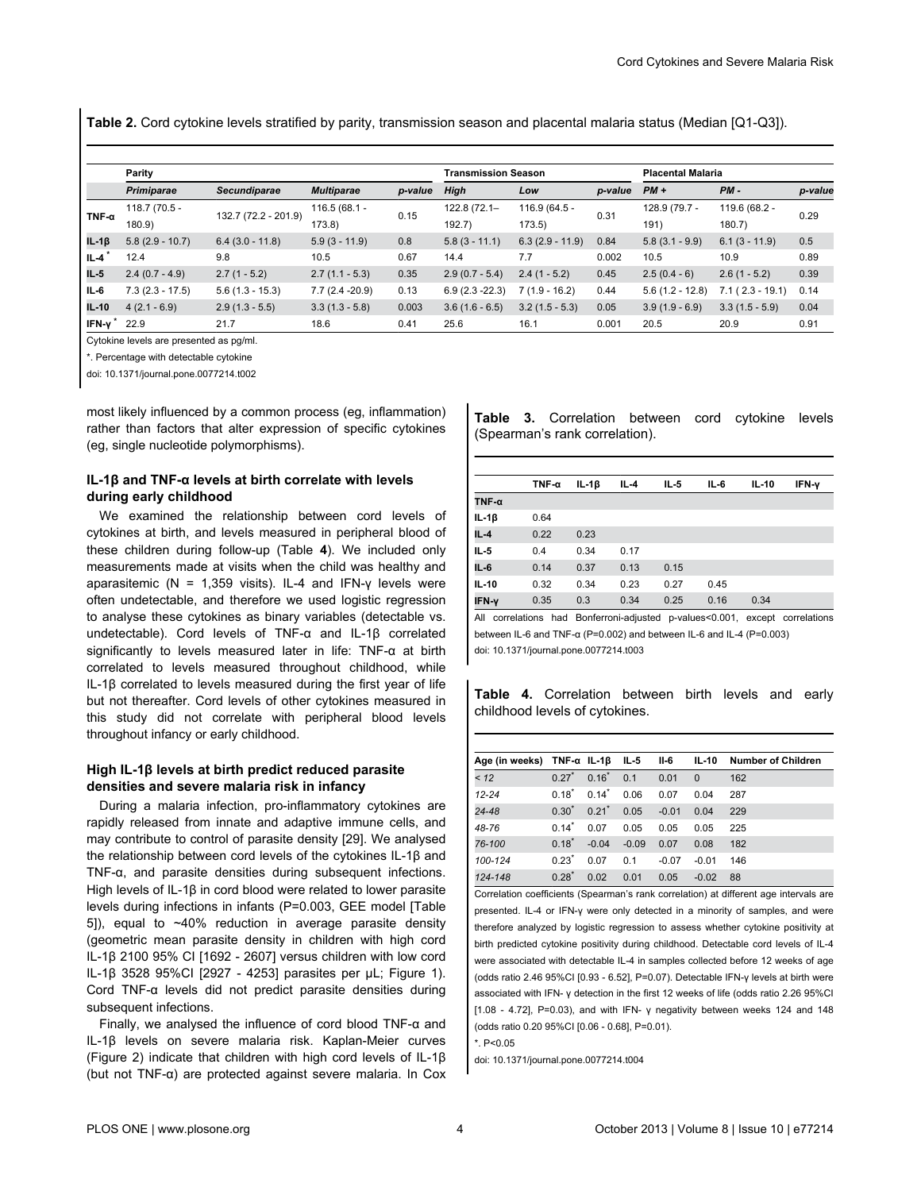**Table 2.** Cord cytokine levels stratified by parity, transmission season and placental malaria status (Median [Q1-Q3]).

| | Parity | | | | Transmission Season | | | Placental Malaria | | |
|---|---|---|---|---|---|---|---|---|---|---|
| | *Primiparae* | *Secundiparae* | *Multiparae* | *p-value* | *High* | *Low* | *p-value* | *PM +* | *PM -* | *p-value* |
| **TNF-α** | 118.7 (70.5 - 180.9) | 132.7 (72.2 - 201.9) | 116.5 (68.1 - 173.8) | 0.15 | 122.8 (72.1– 192.7) | 116.9 (64.5 - 173.5) | 0.31 | 128.9 (79.7 - 191) | 119.6 (68.2 - 180.7) | 0.29 |
| **IL-1β** | 5.8 (2.9 - 10.7) | 6.4 (3.0 - 11.8) | 5.9 (3 - 11.9) | 0.8 | 5.8 (3 - 11.1) | 6.3 (2.9 - 11.9) | 0.84 | 5.8 (3.1 - 9.9) | 6.1 (3 - 11.9) | 0.5 |
| **IL-4** * | 12.4 | 9.8 | 10.5 | 0.67 | 14.4 | 7.7 | 0.002 | 10.5 | 10.9 | 0.89 |
| **IL-5** | 2.4 (0.7 - 4.9) | 2.7 (1 - 5.2) | 2.7 (1.1 - 5.3) | 0.35 | 2.9 (0.7 - 5.4) | 2.4 (1 - 5.2) | 0.45 | 2.5 (0.4 - 6) | 2.6 (1 - 5.2) | 0.39 |
| **IL-6** | 7.3 (2.3 - 17.5) | 5.6 (1.3 - 15.3) | 7.7 (2.4 -20.9) | 0.13 | 6.9 (2.3 -22.3) | 7 (1.9 - 16.2) | 0.44 | 5.6 (1.2 - 12.8) | 7.1 ( 2.3 - 19.1) | 0.14 |
| **IL-10** | 4 (2.1 - 6.9) | 2.9 (1.3 - 5.5) | 3.3 (1.3 - 5.8) | 0.003 | 3.6 (1.6 - 6.5) | 3.2 (1.5 - 5.3) | 0.05 | 3.9 (1.9 - 6.9) | 3.3 (1.5 - 5.9) | 0.04 |
| **IFN-γ** * | 22.9 | 21.7 | 18.6 | 0.41 | 25.6 | 16.1 | 0.001 | 20.5 | 20.9 | 0.91 |

Cytokine levels are presented as pg/ml.

*. Percentage with detectable cytokine

doi: 10.1371/journal.pone.0077214.t002

most likely influenced by a common process (eg, inflammation) rather than factors that alter expression of specific cytokines (eg, single nucleotide polymorphisms).

### IL-1β and TNF-α levels at birth correlate with levels during early childhood

We examined the relationship between cord levels of cytokines at birth, and levels measured in peripheral blood of these children during follow-up (Table **4**). We included only measurements made at visits when the child was healthy and aparasitemic (N = 1,359 visits). IL-4 and IFN-γ levels were often undetectable, and therefore we used logistic regression to analyse these cytokines as binary variables (detectable vs. undetectable). Cord levels of TNF-α and IL-1β correlated significantly to levels measured later in life: TNF-α at birth correlated to levels measured throughout childhood, while IL-1β correlated to levels measured during the first year of life but not thereafter. Cord levels of other cytokines measured in this study did not correlate with peripheral blood levels throughout infancy or early childhood.

### High IL-1β levels at birth predict reduced parasite densities and severe malaria risk in infancy

During a malaria infection, pro-inflammatory cytokines are rapidly released from innate and adaptive immune cells, and may contribute to control of parasite density [29]. We analysed the relationship between cord levels of the cytokines IL-1β and TNF-α, and parasite densities during subsequent infections. High levels of IL-1β in cord blood were related to lower parasite levels during infections in infants (P=0.003, GEE model [Table 5]), equal to ~40% reduction in average parasite density (geometric mean parasite density in children with high cord IL-1β 2100 95% CI [1692 - 2607] versus children with low cord IL-1β 3528 95%CI [2927 - 4253] parasites per µL; Figure 1). Cord TNF-α levels did not predict parasite densities during subsequent infections.

Finally, we analysed the influence of cord blood TNF-α and IL-1β levels on severe malaria risk. Kaplan-Meier curves (Figure 2) indicate that children with high cord levels of IL-1β (but not TNF-α) are protected against severe malaria. In Cox

**Table 3.** Correlation between cord cytokine levels (Spearman's rank correlation).

| | TNF-α | IL-1β | IL-4 | IL-5 | IL-6 | IL-10 | IFN-γ |
|---|---|---|---|---|---|---|---|
| **TNF-α** | | | | | | | |
| **IL-1β** | 0.64 | | | | | | |
| **IL-4** | 0.22 | 0.23 | | | | | |
| **IL-5** | 0.4 | 0.34 | 0.17 | | | | |
| **IL-6** | 0.14 | 0.37 | 0.13 | 0.15 | | | |
| **IL-10** | 0.32 | 0.34 | 0.23 | 0.27 | 0.45 | | |
| **IFN-γ** | 0.35 | 0.3 | 0.34 | 0.25 | 0.16 | 0.34 | |

All correlations had Bonferroni-adjusted p-values<0.001, except correlations between IL-6 and TNF-α (P=0.002) and between IL-6 and IL-4 (P=0.003)

doi: 10.1371/journal.pone.0077214.t003

**Table 4.** Correlation between birth levels and early childhood levels of cytokines.

| Age (in weeks) | TNF-α | IL-1β | IL-5 | Il-6 | IL-10 | Number of Children |
|---|---|---|---|---|---|---|
| *< 12* | 0.27* | 0.16* | 0.1 | 0.01 | 0 | 162 |
| *12-24* | 0.18* | 0.14* | 0.06 | 0.07 | 0.04 | 287 |
| *24-48* | 0.30* | 0.21* | 0.05 | -0.01 | 0.04 | 229 |
| *48-76* | 0.14* | 0.07 | 0.05 | 0.05 | 0.05 | 225 |
| *76-100* | 0.18* | -0.04 | -0.09 | 0.07 | 0.08 | 182 |
| *100-124* | 0.23* | 0.07 | 0.1 | -0.07 | -0.01 | 146 |
| *124-148* | 0.28* | 0.02 | 0.01 | 0.05 | -0.02 | 88 |

Correlation coefficients (Spearman's rank correlation) at different age intervals are presented. IL-4 or IFN-γ were only detected in a minority of samples, and were therefore analyzed by logistic regression to assess whether cytokine positivity at birth predicted cytokine positivity during childhood. Detectable cord levels of IL-4 were associated with detectable IL-4 in samples collected before 12 weeks of age (odds ratio 2.46 95%CI [0.93 - 6.52], P=0.07). Detectable IFN-γ levels at birth were associated with IFN- γ detection in the first 12 weeks of life (odds ratio 2.26 95%CI [1.08 - 4.72], P=0.03), and with IFN- γ negativity between weeks 124 and 148 (odds ratio 0.20 95%CI [0.06 - 0.68], P=0.01).

*. P<0.05

doi: 10.1371/journal.pone.0077214.t004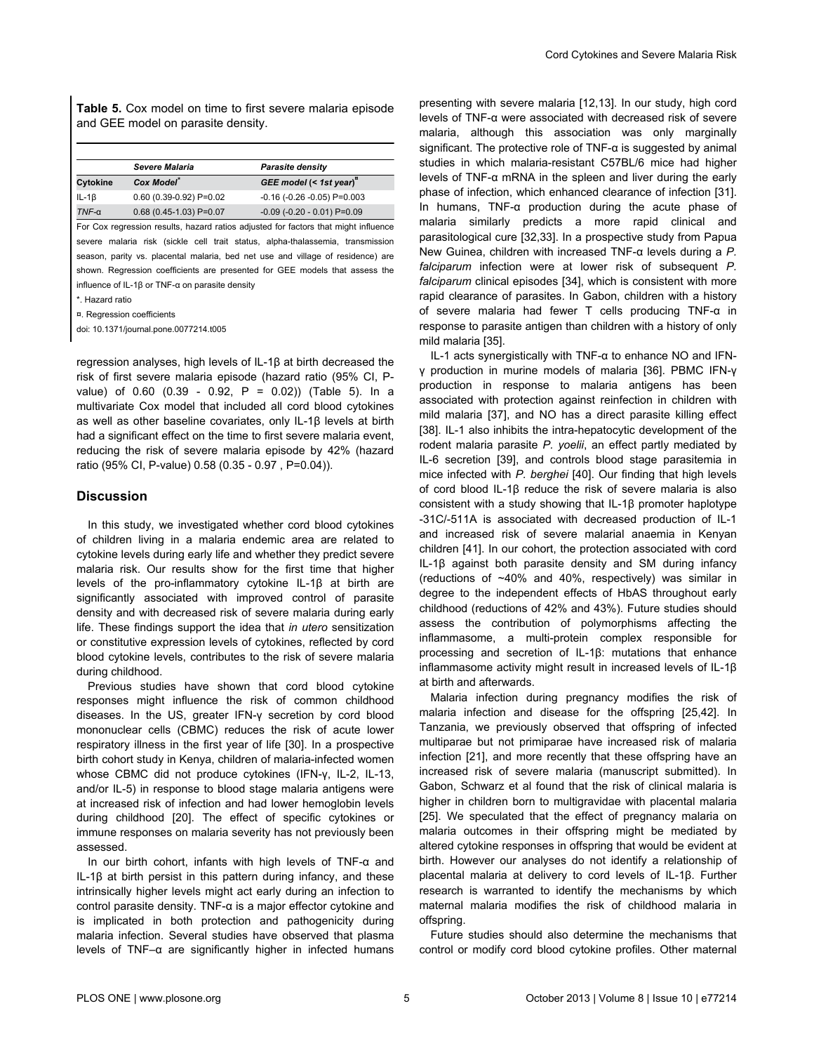**Table 5.** Cox model on time to first severe malaria episode and GEE model on parasite density.

| | *Severe Malaria* | *Parasite density* |
|---|---|---|
| **Cytokine** | ***Cox Model***[*] | ***GEE model (< 1st year)***[¤] |
| IL-1β | 0.60 (0.39-0.92) P=0.02 | -0.16 (-0.26 -0.05) P=0.003 |
| *TNF-α* | 0.68 (0.45-1.03) P=0.07 | -0.09 (-0.20 - 0.01) P=0.09 |

For Cox regression results, hazard ratios adjusted for factors that might influence severe malaria risk (sickle cell trait status, alpha-thalassemia, transmission season, parity vs. placental malaria, bed net use and village of residence) are shown. Regression coefficients are presented for GEE models that assess the influence of IL-1β or TNF-α on parasite density

*. Hazard ratio

¤. Regression coefficients

doi: 10.1371/journal.pone.0077214.t005

regression analyses, high levels of IL-1β at birth decreased the risk of first severe malaria episode (hazard ratio (95% CI, P-value) of 0.60 (0.39 - 0.92, P = 0.02)) (Table 5). In a multivariate Cox model that included all cord blood cytokines as well as other baseline covariates, only IL-1β levels at birth had a significant effect on the time to first severe malaria event, reducing the risk of severe malaria episode by 42% (hazard ratio (95% CI, P-value) 0.58 (0.35 - 0.97 , P=0.04)).

## Discussion

In this study, we investigated whether cord blood cytokines of children living in a malaria endemic area are related to cytokine levels during early life and whether they predict severe malaria risk. Our results show for the first time that higher levels of the pro-inflammatory cytokine IL-1β at birth are significantly associated with improved control of parasite density and with decreased risk of severe malaria during early life. These findings support the idea that *in utero* sensitization or constitutive expression levels of cytokines, reflected by cord blood cytokine levels, contributes to the risk of severe malaria during childhood.

Previous studies have shown that cord blood cytokine responses might influence the risk of common childhood diseases. In the US, greater IFN-γ secretion by cord blood mononuclear cells (CBMC) reduces the risk of acute lower respiratory illness in the first year of life [30]. In a prospective birth cohort study in Kenya, children of malaria-infected women whose CBMC did not produce cytokines (IFN-γ, IL-2, IL-13, and/or IL-5) in response to blood stage malaria antigens were at increased risk of infection and had lower hemoglobin levels during childhood [20]. The effect of specific cytokines or immune responses on malaria severity has not previously been assessed.

In our birth cohort, infants with high levels of TNF-α and IL-1β at birth persist in this pattern during infancy, and these intrinsically higher levels might act early during an infection to control parasite density. TNF-α is a major effector cytokine and is implicated in both protection and pathogenicity during malaria infection. Several studies have observed that plasma levels of TNF–α are significantly higher in infected humans presenting with severe malaria [12,13]. In our study, high cord levels of TNF-α were associated with decreased risk of severe malaria, although this association was only marginally significant. The protective role of TNF-α is suggested by animal studies in which malaria-resistant C57BL/6 mice had higher levels of TNF-α mRNA in the spleen and liver during the early phase of infection, which enhanced clearance of infection [31]. In humans, TNF-α production during the acute phase of malaria similarly predicts a more rapid clinical and parasitological cure [32,33]. In a prospective study from Papua New Guinea, children with increased TNF-α levels during a *P. falciparum* infection were at lower risk of subsequent *P. falciparum* clinical episodes [34], which is consistent with more rapid clearance of parasites. In Gabon, children with a history of severe malaria had fewer T cells producing TNF-α in response to parasite antigen than children with a history of only mild malaria [35].

IL-1 acts synergistically with TNF-α to enhance NO and IFN-γ production in murine models of malaria [36]. PBMC IFN-γ production in response to malaria antigens has been associated with protection against reinfection in children with mild malaria [37], and NO has a direct parasite killing effect [38]. IL-1 also inhibits the intra-hepatocytic development of the rodent malaria parasite *P. yoelii*, an effect partly mediated by IL-6 secretion [39], and controls blood stage parasitemia in mice infected with *P. berghei* [40]. Our finding that high levels of cord blood IL-1β reduce the risk of severe malaria is also consistent with a study showing that IL-1β promoter haplotype -31C/-511A is associated with decreased production of IL-1 and increased risk of severe malarial anaemia in Kenyan children [41]. In our cohort, the protection associated with cord IL-1β against both parasite density and SM during infancy (reductions of ~40% and 40%, respectively) was similar in degree to the independent effects of HbAS throughout early childhood (reductions of 42% and 43%). Future studies should assess the contribution of polymorphisms affecting the inflammasome, a multi-protein complex responsible for processing and secretion of IL-1β: mutations that enhance inflammasome activity might result in increased levels of IL-1β at birth and afterwards.

Malaria infection during pregnancy modifies the risk of malaria infection and disease for the offspring [25,42]. In Tanzania, we previously observed that offspring of infected multiparae but not primiparae have increased risk of malaria infection [21], and more recently that these offspring have an increased risk of severe malaria (manuscript submitted). In Gabon, Schwarz et al found that the risk of clinical malaria is higher in children born to multigravidae with placental malaria [25]. We speculated that the effect of pregnancy malaria on malaria outcomes in their offspring might be mediated by altered cytokine responses in offspring that would be evident at birth. However our analyses do not identify a relationship of placental malaria at delivery to cord levels of IL-1β. Further research is warranted to identify the mechanisms by which maternal malaria modifies the risk of childhood malaria in offspring.

Future studies should also determine the mechanisms that control or modify cord blood cytokine profiles. Other maternal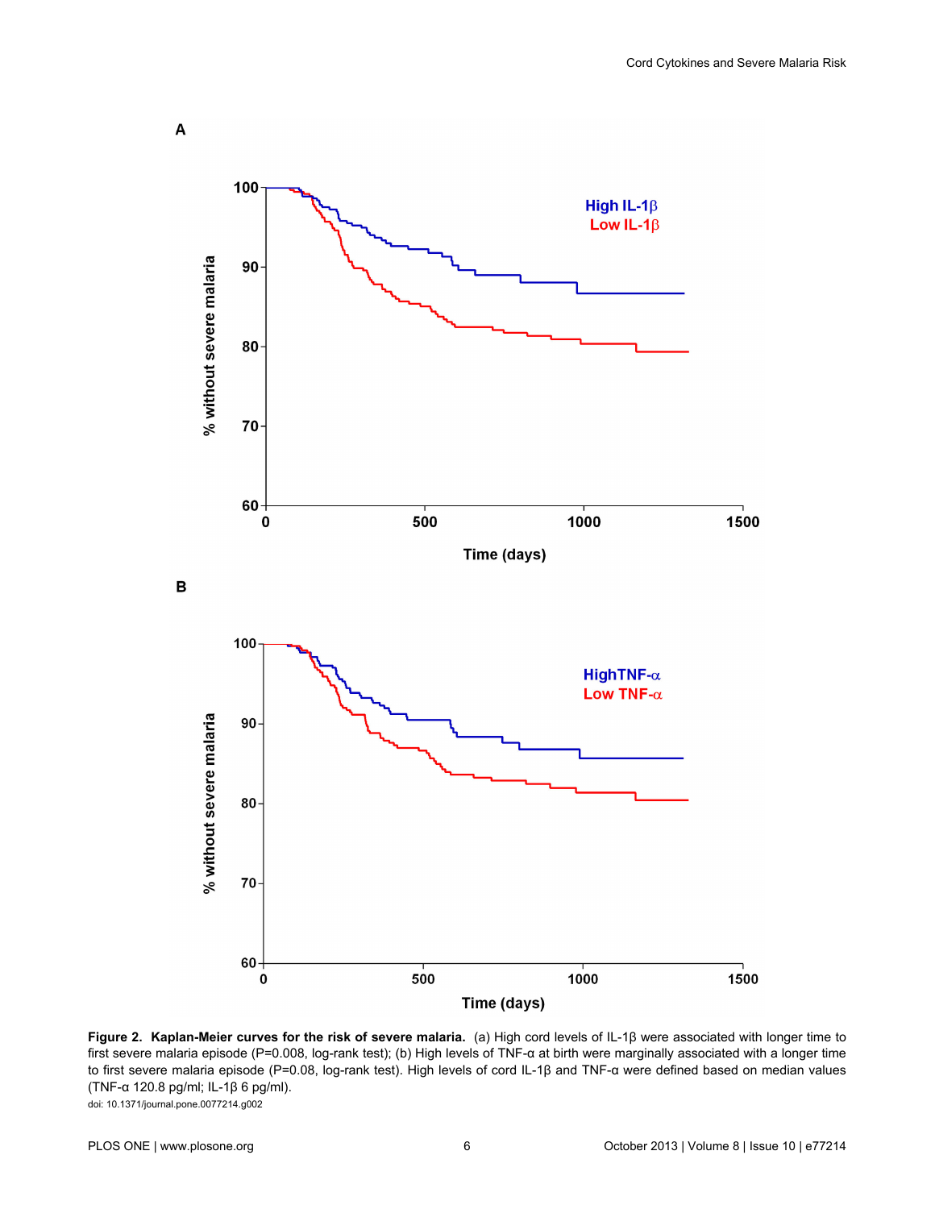**Figure 2. Kaplan-Meier curves for the risk of severe malaria.** (a) High cord levels of IL-1β were associated with longer time to first severe malaria episode (P=0.008, log-rank test); (b) High levels of TNF-α at birth were marginally associated with a longer time to first severe malaria episode (P=0.08, log-rank test). High levels of cord IL-1β and TNF-α were defined based on median values (TNF-α 120.8 pg/ml; IL-1β 6 pg/ml).

doi: 10.1371/journal.pone.0077214.g002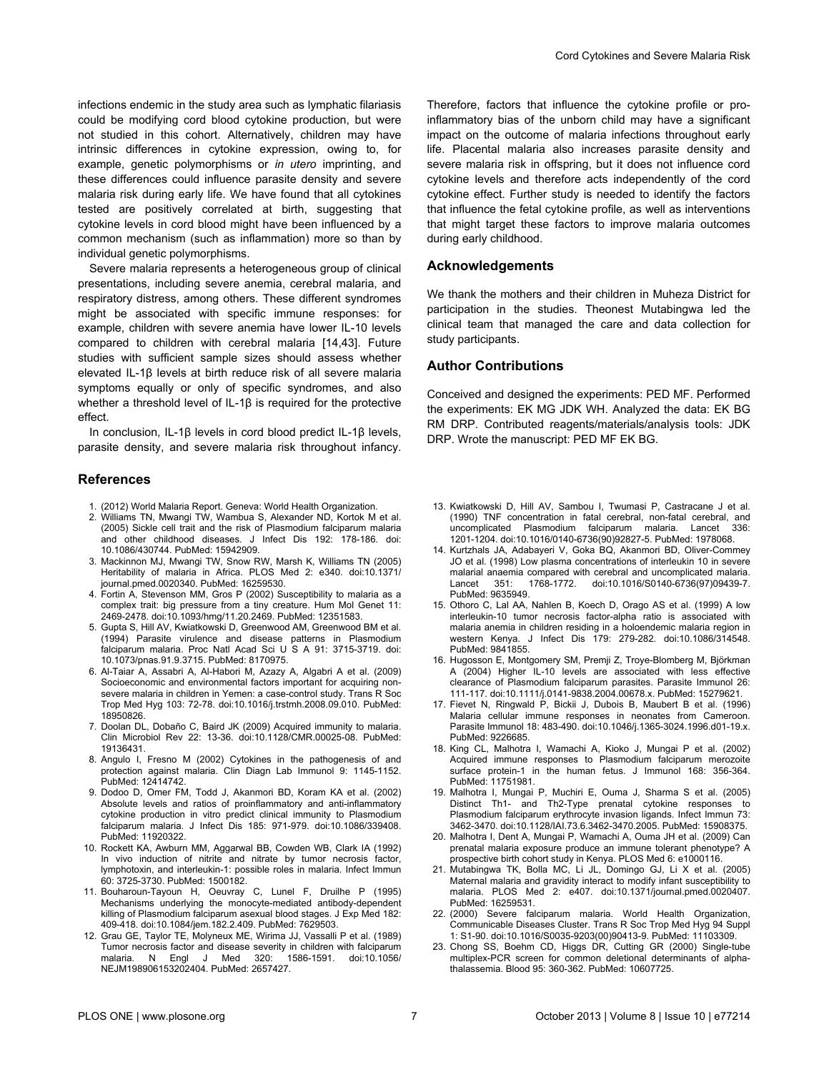infections endemic in the study area such as lymphatic filariasis could be modifying cord blood cytokine production, but were not studied in this cohort. Alternatively, children may have intrinsic differences in cytokine expression, owing to, for example, genetic polymorphisms or *in utero* imprinting, and these differences could influence parasite density and severe malaria risk during early life. We have found that all cytokines tested are positively correlated at birth, suggesting that cytokine levels in cord blood might have been influenced by a common mechanism (such as inflammation) more so than by individual genetic polymorphisms.

Severe malaria represents a heterogeneous group of clinical presentations, including severe anemia, cerebral malaria, and respiratory distress, among others. These different syndromes might be associated with specific immune responses: for example, children with severe anemia have lower IL-10 levels compared to children with cerebral malaria [14,43]. Future studies with sufficient sample sizes should assess whether elevated IL-1β levels at birth reduce risk of all severe malaria symptoms equally or only of specific syndromes, and also whether a threshold level of IL-1β is required for the protective effect.

In conclusion, IL-1β levels in cord blood predict IL-1β levels, parasite density, and severe malaria risk throughout infancy. Therefore, factors that influence the cytokine profile or pro-inflammatory bias of the unborn child may have a significant impact on the outcome of malaria infections throughout early life. Placental malaria also increases parasite density and severe malaria risk in offspring, but it does not influence cord cytokine levels and therefore acts independently of the cord cytokine effect. Further study is needed to identify the factors that influence the fetal cytokine profile, as well as interventions that might target these factors to improve malaria outcomes during early childhood.

## Acknowledgements

We thank the mothers and their children in Muheza District for participation in the studies. Theonest Mutabingwa led the clinical team that managed the care and data collection for study participants.

## Author Contributions

Conceived and designed the experiments: PED MF. Performed the experiments: EK MG JDK WH. Analyzed the data: EK BG RM DRP. Contributed reagents/materials/analysis tools: JDK DRP. Wrote the manuscript: PED MF EK BG.

## References

1. (2012) World Malaria Report. Geneva: World Health Organization.
2. Williams TN, Mwangi TW, Wambua S, Alexander ND, Kortok M et al. (2005) Sickle cell trait and the risk of Plasmodium falciparum malaria and other childhood diseases. J Infect Dis 192: 178-186. doi: 10.1086/430744. PubMed: 15942909.
3. Mackinnon MJ, Mwangi TW, Snow RW, Marsh K, Williams TN (2005) Heritability of malaria in Africa. PLOS Med 2: e340. doi:10.1371/journal.pmed.0020340. PubMed: 16259530.
4. Fortin A, Stevenson MM, Gros P (2002) Susceptibility to malaria as a complex trait: big pressure from a tiny creature. Hum Mol Genet 11: 2469-2478. doi:10.1093/hmg/11.20.2469. PubMed: 12351583.
5. Gupta S, Hill AV, Kwiatkowski D, Greenwood AM, Greenwood BM et al. (1994) Parasite virulence and disease patterns in Plasmodium falciparum malaria. Proc Natl Acad Sci U S A 91: 3715-3719. doi: 10.1073/pnas.91.9.3715. PubMed: 8170975.
6. Al-Taiar A, Assabri A, Al-Habori M, Azazy A, Algabri A et al. (2009) Socioeconomic and environmental factors important for acquiring non-severe malaria in children in Yemen: a case-control study. Trans R Soc Trop Med Hyg 103: 72-78. doi: 10.1016/j.trstmh.2008.09.010. PubMed: 18950826.
7. Doolan DL, Dobaño C, Baird JK (2009) Acquired immunity to malaria. Clin Microbiol Rev 22: 13-36. doi:10.1128/CMR.00025-08. PubMed: 19136431.
8. Angulo I, Fresno M (2002) Cytokines in the pathogenesis of and protection against malaria. Clin Diagn Lab Immunol 9: 1145-1152. PubMed: 12414742.
9. Dodoo D, Omer FM, Todd J, Akanmori BD, Koram KA et al. (2002) Absolute levels and ratios of proinflammatory and anti-inflammatory cytokine production in vitro predict clinical immunity to Plasmodium falciparum malaria. J Infect Dis 185: 971-979. doi:10.1086/339408. PubMed: 11920322.
10. Rockett KA, Awburn MM, Aggarwal BB, Cowden WB, Clark IA (1992) In vivo induction of nitrite and nitrate by tumor necrosis factor, lymphotoxin, and interleukin-1: possible roles in malaria. Infect Immun 60: 3725-3730. PubMed: 1500182.
11. Bouharoun-Tayoun H, Oeuvray C, Lunel F, Druilhe P (1995) Mechanisms underlying the monocyte-mediated antibody-dependent killing of Plasmodium falciparum asexual blood stages. J Exp Med 182: 409-418. doi:10.1084/jem.182.2.409. PubMed: 7629503.
12. Grau GE, Taylor TE, Molyneux ME, Wirima JJ, Vassalli P et al. (1989) Tumor necrosis factor and disease severity in children with falciparum malaria. N Engl J Med 320: 1586-1591. doi:10.1056/NEJM198906153202404. PubMed: 2657427.
13. Kwiatkowski D, Hill AV, Sambou I, Twumasi P, Castracane J et al. (1990) TNF concentration in fatal cerebral, non-fatal cerebral, and uncomplicated Plasmodium falciparum malaria. Lancet 336: 1201-1204. doi:10.1016/0140-6736(90)92827-5. PubMed: 1978068.
14. Kurtzhals JA, Adabayeri V, Goka BQ, Akanmori BD, Oliver-Commey JO et al. (1998) Low plasma concentrations of interleukin 10 in severe malarial anaemia compared with cerebral and uncomplicated malaria. Lancet 351: 1768-1772. doi:10.1016/S0140-6736(97)09439-7. PubMed: 9635949.
15. Othoro C, Lal AA, Nahlen B, Koech D, Orago AS et al. (1999) A low interleukin-10 tumor necrosis factor-alpha ratio is associated with malaria anemia in children residing in a holoendemic malaria region in western Kenya. J Infect Dis 179: 279-282. doi:10.1086/314548. PubMed: 9841855.
16. Hugosson E, Montgomery SM, Premji Z, Troye-Blomberg M, Björkman A (2004) Higher IL-10 levels are associated with less effective clearance of Plasmodium falciparum parasites. Parasite Immunol 26: 111-117. doi:10.1111/j.0141-9838.2004.00678.x. PubMed: 15279621.
17. Fievet N, Ringwald P, Bickii J, Dubois B, Maubert B et al. (1996) Malaria cellular immune responses in neonates from Cameroon. Parasite Immunol 18: 483-490. doi:10.1046/j.1365-3024.1996.d01-19.x. PubMed: 9226685.
18. King CL, Malhotra I, Wamachi A, Kioko J, Mungai P et al. (2002) Acquired immune responses to Plasmodium falciparum merozoite surface protein-1 in the human fetus. J Immunol 168: 356-364. PubMed: 11751981.
19. Malhotra I, Mungai P, Muchiri E, Ouma J, Sharma S et al. (2005) Distinct Th1- and Th2-Type prenatal cytokine responses to Plasmodium falciparum erythrocyte invasion ligands. Infect Immun 73: 3462-3470. doi:10.1128/IAI.73.6.3462-3470.2005. PubMed: 15908375.
20. Malhotra I, Dent A, Mungai P, Wamachi A, Ouma JH et al. (2009) Can prenatal malaria exposure produce an immune tolerant phenotype? A prospective birth cohort study in Kenya. PLOS Med 6: e1000116.
21. Mutabingwa TK, Bolla MC, Li JL, Domingo GJ, Li X et al. (2005) Maternal malaria and gravidity interact to modify infant susceptibility to malaria. PLOS Med 2: e407. doi:10.1371/journal.pmed.0020407. PubMed: 16259531.
22. (2000) Severe falciparum malaria. World Health Organization, Communicable Diseases Cluster. Trans R Soc Trop Med Hyg 94 Suppl 1: S1-90. doi:10.1016/S0035-9203(00)90413-9. PubMed: 11103309.
23. Chong SS, Boehm CD, Higgs DR, Cutting GR (2000) Single-tube multiplex-PCR screen for common deletional determinants of alpha-thalassemia. Blood 95: 360-362. PubMed: 10607725.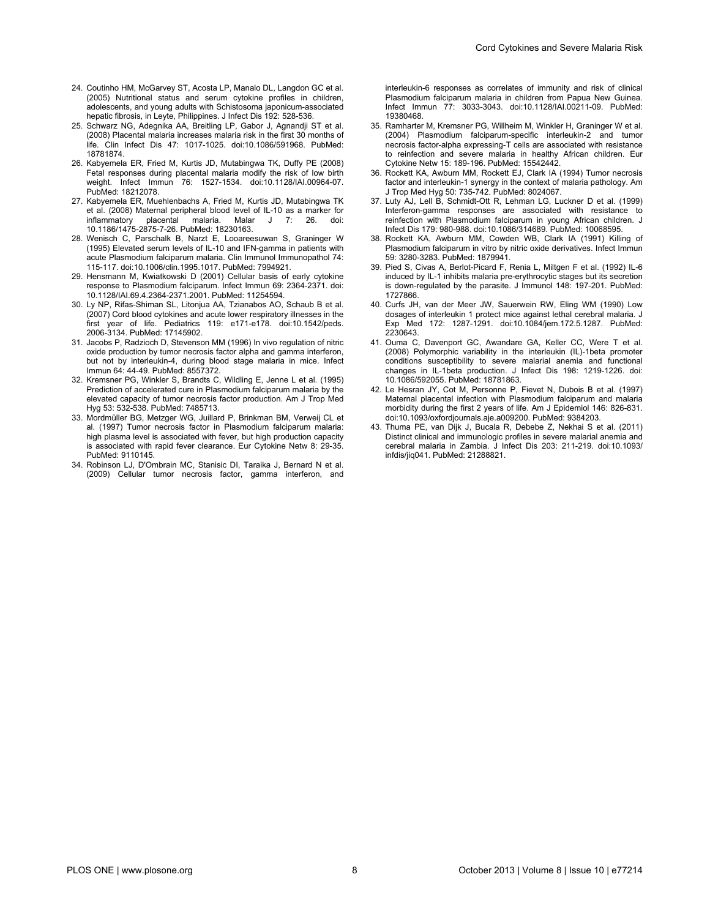24. Coutinho HM, McGarvey ST, Acosta LP, Manalo DL, Langdon GC et al. (2005) Nutritional status and serum cytokine profiles in children, adolescents, and young adults with Schistosoma japonicum-associated hepatic fibrosis, in Leyte, Philippines. J Infect Dis 192: 528-536.
25. Schwarz NG, Adegnika AA, Breitling LP, Gabor J, Agnandji ST et al. (2008) Placental malaria increases malaria risk in the first 30 months of life. Clin Infect Dis 47: 1017-1025. doi:10.1086/591968. PubMed: 18781874.
26. Kabyemela ER, Fried M, Kurtis JD, Mutabingwa TK, Duffy PE (2008) Fetal responses during placental malaria modify the risk of low birth weight. Infect Immun 76: 1527-1534. doi:10.1128/IAI.00964-07. PubMed: 18212078.
27. Kabyemela ER, Muehlenbachs A, Fried M, Kurtis JD, Mutabingwa TK et al. (2008) Maternal peripheral blood level of IL-10 as a marker for inflammatory placental malaria. Malar J 7: 26. doi: 10.1186/1475-2875-7-26. PubMed: 18230163.
28. Wenisch C, Parschalk B, Narzt E, Looareesuwan S, Graninger W (1995) Elevated serum levels of IL-10 and IFN-gamma in patients with acute Plasmodium falciparum malaria. Clin Immunol Immunopathol 74: 115-117. doi:10.1006/clin.1995.1017. PubMed: 7994921.
29. Hensmann M, Kwiatkowski D (2001) Cellular basis of early cytokine response to Plasmodium falciparum. Infect Immun 69: 2364-2371. doi: 10.1128/IAI.69.4.2364-2371.2001. PubMed: 11254594.
30. Ly NP, Rifas-Shiman SL, Litonjua AA, Tzianabos AO, Schaub B et al. (2007) Cord blood cytokines and acute lower respiratory illnesses in the first year of life. Pediatrics 119: e171-e178. doi:10.1542/peds. 2006-3134. PubMed: 17145902.
31. Jacobs P, Radzioch D, Stevenson MM (1996) In vivo regulation of nitric oxide production by tumor necrosis factor alpha and gamma interferon, but not by interleukin-4, during blood stage malaria in mice. Infect Immun 64: 44-49. PubMed: 8557372.
32. Kremsner PG, Winkler S, Brandts C, Wildling E, Jenne L et al. (1995) Prediction of accelerated cure in Plasmodium falciparum malaria by the elevated capacity of tumor necrosis factor production. Am J Trop Med Hyg 53: 532-538. PubMed: 7485713.
33. Mordmüller BG, Metzger WG, Juillard P, Brinkman BM, Verweij CL et al. (1997) Tumor necrosis factor in Plasmodium falciparum malaria: high plasma level is associated with fever, but high production capacity is associated with rapid fever clearance. Eur Cytokine Netw 8: 29-35. PubMed: 9110145.
34. Robinson LJ, D'Ombrain MC, Stanisic DI, Taraika J, Bernard N et al. (2009) Cellular tumor necrosis factor, gamma interferon, and interleukin-6 responses as correlates of immunity and risk of clinical Plasmodium falciparum malaria in children from Papua New Guinea. Infect Immun 77: 3033-3043. doi:10.1128/IAI.00211-09. PubMed: 19380468.
35. Ramharter M, Kremsner PG, Willheim M, Winkler H, Graninger W et al. (2004) Plasmodium falciparum-specific interleukin-2 and tumor necrosis factor-alpha expressing-T cells are associated with resistance to reinfection and severe malaria in healthy African children. Eur Cytokine Netw 15: 189-196. PubMed: 15542442.
36. Rockett KA, Awburn MM, Rockett EJ, Clark IA (1994) Tumor necrosis factor and interleukin-1 synergy in the context of malaria pathology. Am J Trop Med Hyg 50: 735-742. PubMed: 8024067.
37. Luty AJ, Lell B, Schmidt-Ott R, Lehman LG, Luckner D et al. (1999) Interferon-gamma responses are associated with resistance to reinfection with Plasmodium falciparum in young African children. J Infect Dis 179: 980-988. doi:10.1086/314689. PubMed: 10068595.
38. Rockett KA, Awburn MM, Cowden WB, Clark IA (1991) Killing of Plasmodium falciparum in vitro by nitric oxide derivatives. Infect Immun 59: 3280-3283. PubMed: 1879941.
39. Pied S, Civas A, Berlot-Picard F, Renia L, Miltgen F et al. (1992) IL-6 induced by IL-1 inhibits malaria pre-erythrocytic stages but its secretion is down-regulated by the parasite. J Immunol 148: 197-201. PubMed: 1727866.
40. Curfs JH, van der Meer JW, Sauerwein RW, Eling WM (1990) Low dosages of interleukin 1 protect mice against lethal cerebral malaria. J Exp Med 172: 1287-1291. doi:10.1084/jem.172.5.1287. PubMed: 2230643.
41. Ouma C, Davenport GC, Awandare GA, Keller CC, Were T et al. (2008) Polymorphic variability in the interleukin (IL)-1beta promoter conditions susceptibility to severe malarial anemia and functional changes in IL-1beta production. J Infect Dis 198: 1219-1226. doi: 10.1086/592055. PubMed: 18781863.
42. Le Hesran JY, Cot M, Personne P, Fievet N, Dubois B et al. (1997) Maternal placental infection with Plasmodium falciparum and malaria morbidity during the first 2 years of life. Am J Epidemiol 146: 826-831. doi:10.1093/oxfordjournals.aje.a009200. PubMed: 9384203.
43. Thuma PE, van Dijk J, Bucala R, Debebe Z, Nekhai S et al. (2011) Distinct clinical and immunologic profiles in severe malarial anemia and cerebral malaria in Zambia. J Infect Dis 203: 211-219. doi:10.1093/infdis/jiq041. PubMed: 21288821.